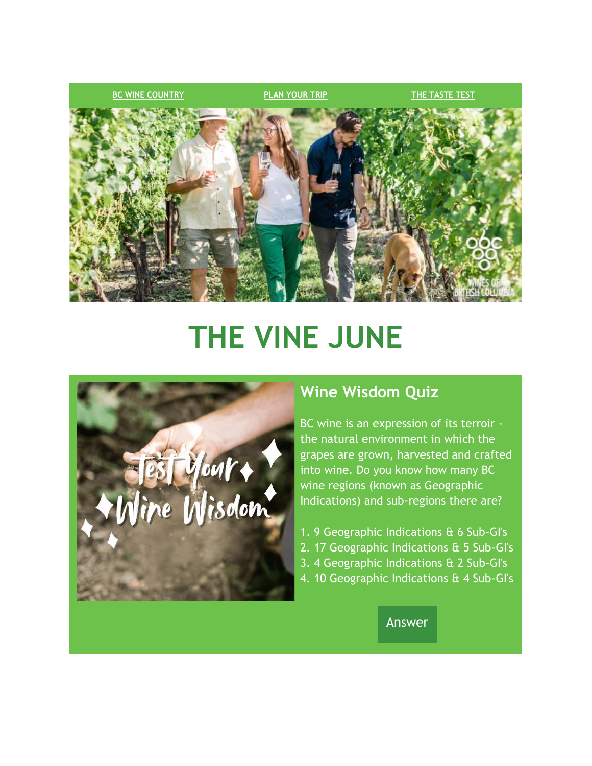BC WINE COUNTRY | PLAN YOUR TRIP | THE TASTE TEST

# THE VINE JUNE

## Wine Wisdom Quiz

BC wine is an expression of its terroir - the natural environment in which the grapes are grown, harvested and crafted into wine. Do you know how many BC wine regions (known as Geographic Indications) and sub-regions there are?

1. 9 Geographic Indications & 6 Sub-GI's
2. 17 Geographic Indications & 5 Sub-GI's
3. 4 Geographic Indications & 2 Sub-GI's
4. 10 Geographic Indications & 4 Sub-GI's

Answer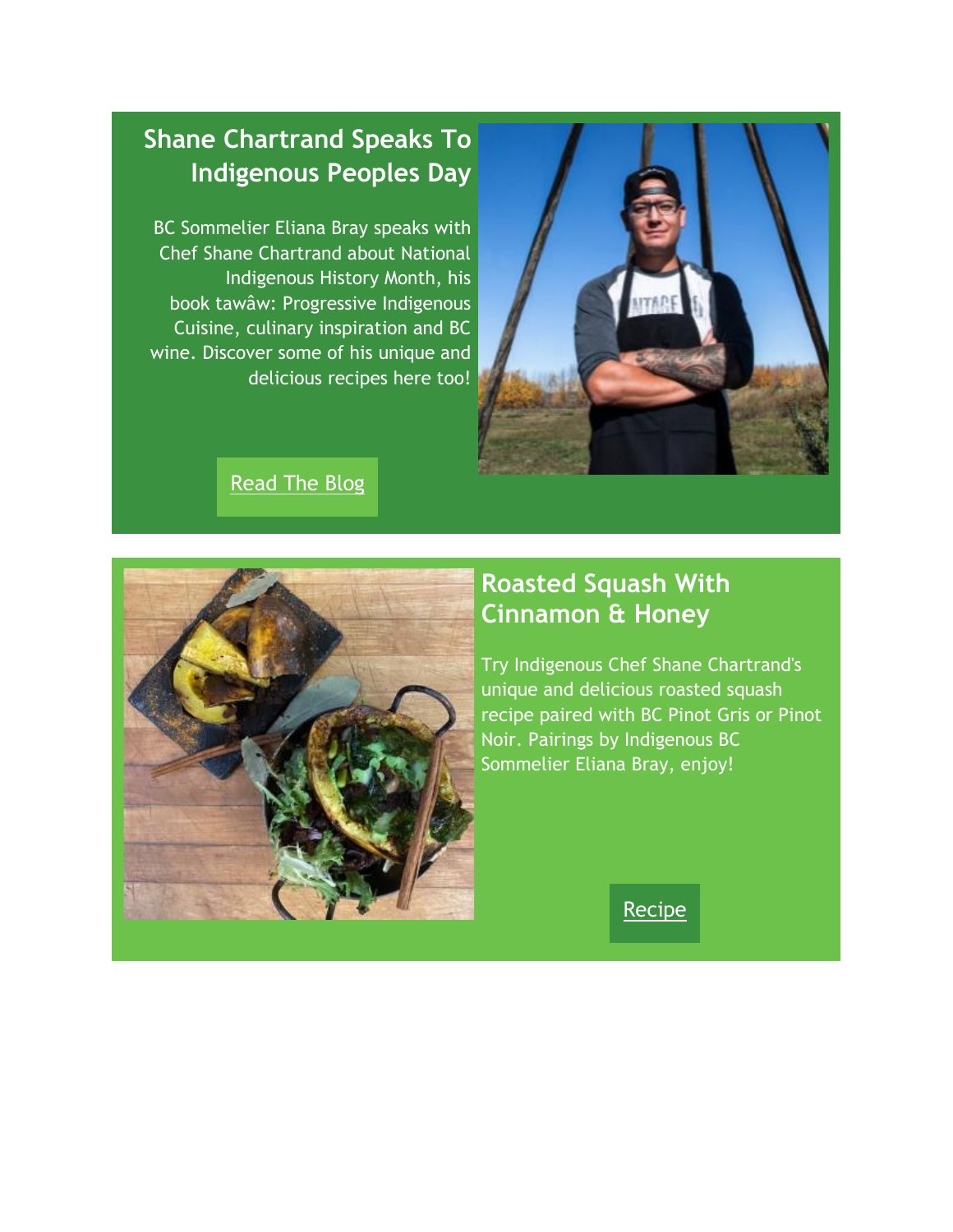## Shane Chartrand Speaks To Indigenous Peoples Day

BC Sommelier Eliana Bray speaks with Chef Shane Chartrand about National Indigenous History Month, his book tawâw: Progressive Indigenous Cuisine, culinary inspiration and BC wine. Discover some of his unique and delicious recipes here too!

Read The Blog

## Roasted Squash With Cinnamon & Honey

Try Indigenous Chef Shane Chartrand's unique and delicious roasted squash recipe paired with BC Pinot Gris or Pinot Noir. Pairings by Indigenous BC Sommelier Eliana Bray, enjoy!

Recipe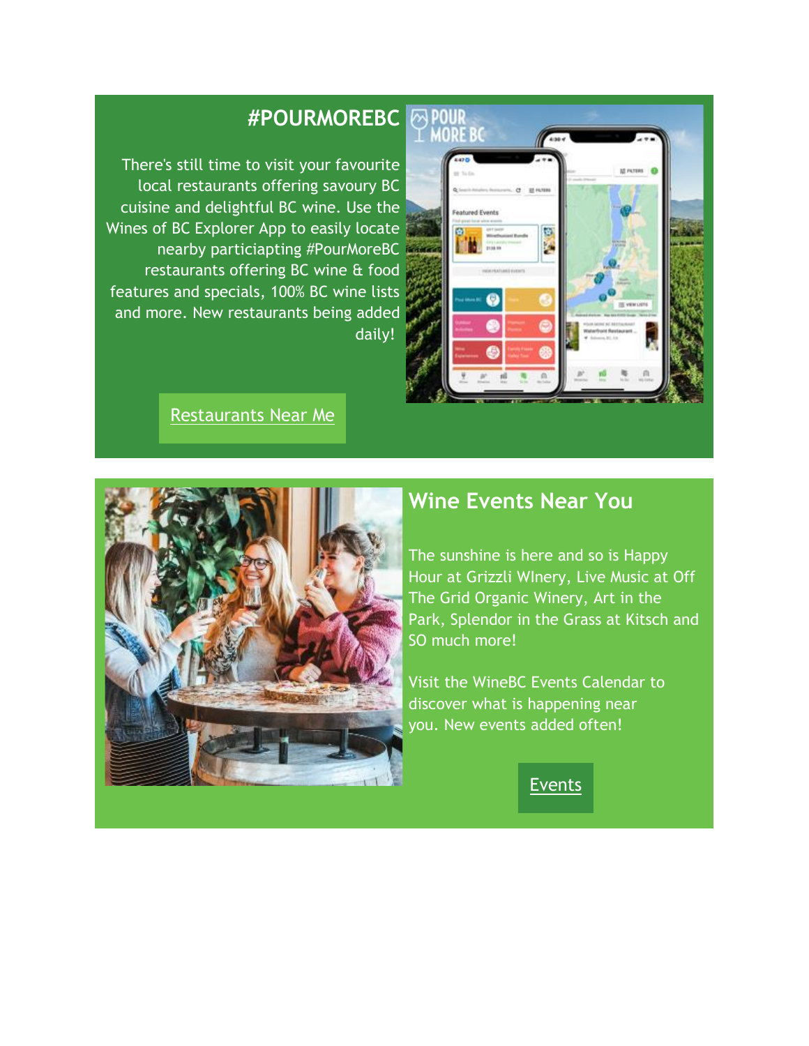## #POURMOREBC

There's still time to visit your favourite local restaurants offering savoury BC cuisine and delightful BC wine. Use the Wines of BC Explorer App to easily locate nearby particiapting #PourMoreBC restaurants offering BC wine & food features and specials, 100% BC wine lists and more. New restaurants being added daily!

Restaurants Near Me

## Wine Events Near You

The sunshine is here and so is Happy Hour at Grizzli WInery, Live Music at Off The Grid Organic Winery, Art in the Park, Splendor in the Grass at Kitsch and SO much more!

Visit the WineBC Events Calendar to discover what is happening near you. New events added often!

Events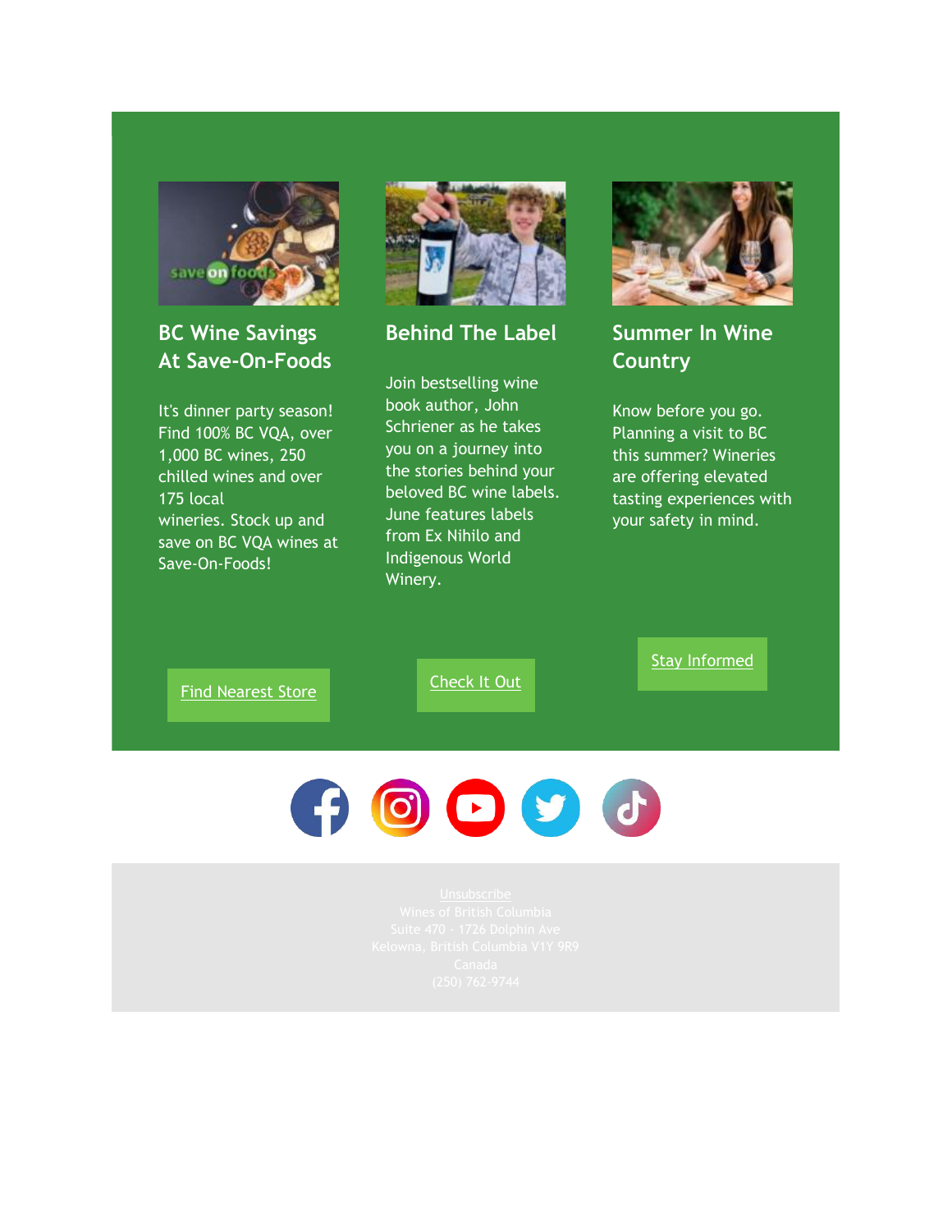## BC Wine Savings At Save-On-Foods

It's dinner party season! Find 100% BC VQA, over 1,000 BC wines, 250 chilled wines and over 175 local wineries. Stock up and save on BC VQA wines at Save-On-Foods!

Find Nearest Store

## Behind The Label

Join bestselling wine book author, John Schriener as he takes you on a journey into the stories behind your beloved BC wine labels. June features labels from Ex Nihilo and Indigenous World Winery.

Check It Out

## Summer In Wine Country

Know before you go. Planning a visit to BC this summer? Wineries are offering elevated tasting experiences with your safety in mind.

Stay Informed

Unsubscribe
Wines of British Columbia
Suite 470 - 1726 Dolphin Ave
Kelowna, British Columbia V1Y 9R9
Canada
(250) 762-9744